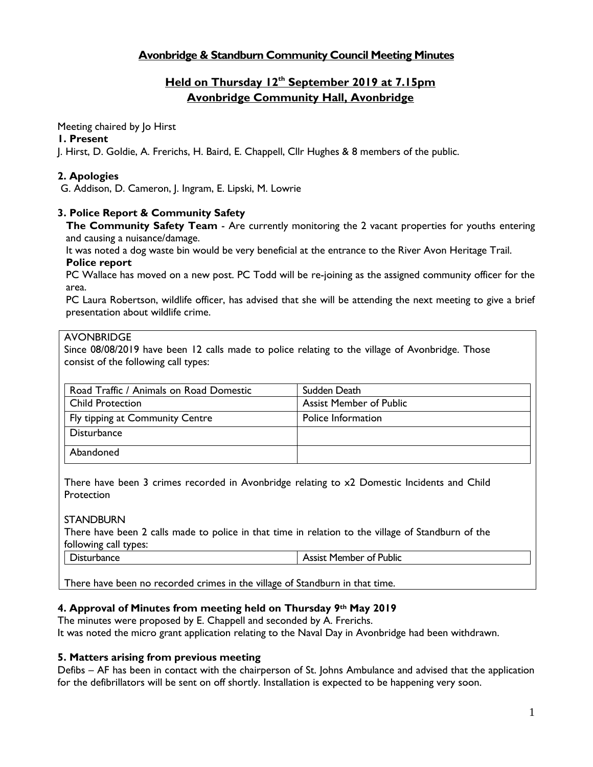# Avonbridge & Standburn Community Council Meeting Minutes

## Held on Thursday 12th September 2019 at 7.15pm
## Avonbridge Community Hall, Avonbridge

Meeting chaired by Jo Hirst

**1. Present**

J. Hirst, D. Goldie, A. Frerichs, H. Baird, E. Chappell, Cllr Hughes & 8 members of the public.

**2. Apologies**

G. Addison, D. Cameron, J. Ingram, E. Lipski, M. Lowrie

**3. Police Report & Community Safety**

**The Community Safety Team** - Are currently monitoring the 2 vacant properties for youths entering and causing a nuisance/damage.

It was noted a dog waste bin would be very beneficial at the entrance to the River Avon Heritage Trail.

**Police report**

PC Wallace has moved on a new post. PC Todd will be re-joining as the assigned community officer for the area.

PC Laura Robertson, wildlife officer, has advised that she will be attending the next meeting to give a brief presentation about wildlife crime.

AVONBRIDGE

Since 08/08/2019 have been 12 calls made to police relating to the village of Avonbridge. Those consist of the following call types:

| | |
|---|---|
| Road Traffic / Animals on Road Domestic | Sudden Death |
| Child Protection | Assist Member of Public |
| Fly tipping at Community Centre | Police Information |
| Disturbance | |
| Abandoned | |

There have been 3 crimes recorded in Avonbridge relating to x2 Domestic Incidents and Child Protection

STANDBURN

There have been 2 calls made to police in that time in relation to the village of Standburn of the following call types:

| | |
|---|---|
| Disturbance | Assist Member of Public |

There have been no recorded crimes in the village of Standburn in that time.

**4. Approval of Minutes from meeting held on Thursday 9th May 2019**

The minutes were proposed by E. Chappell and seconded by A. Frerichs.

It was noted the micro grant application relating to the Naval Day in Avonbridge had been withdrawn.

**5. Matters arising from previous meeting**

Defibs – AF has been in contact with the chairperson of St. Johns Ambulance and advised that the application for the defibrillators will be sent on off shortly. Installation is expected to be happening very soon.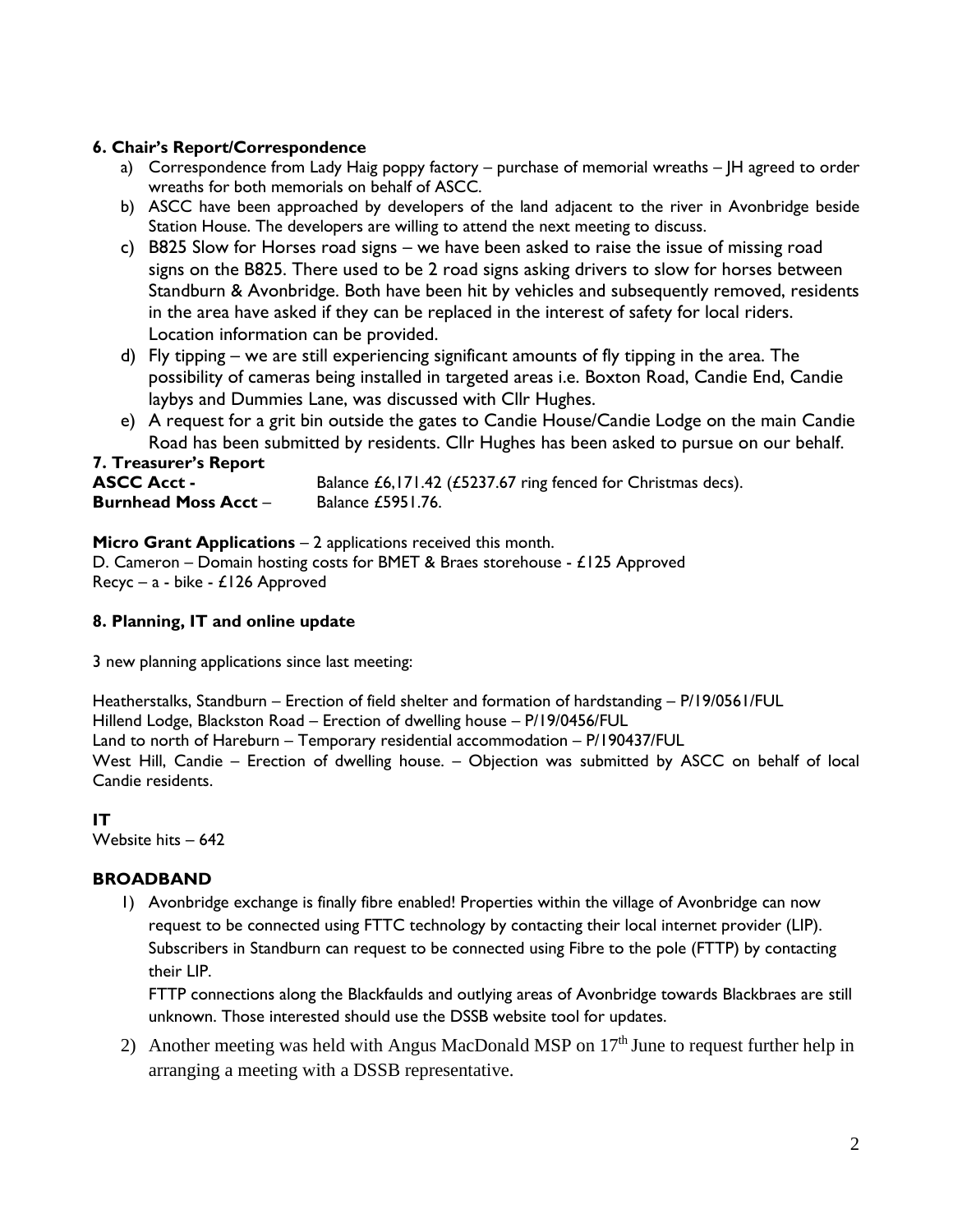**6. Chair's Report/Correspondence**

a) Correspondence from Lady Haig poppy factory – purchase of memorial wreaths – JH agreed to order wreaths for both memorials on behalf of ASCC.
b) ASCC have been approached by developers of the land adjacent to the river in Avonbridge beside Station House. The developers are willing to attend the next meeting to discuss.
c) B825 Slow for Horses road signs – we have been asked to raise the issue of missing road signs on the B825. There used to be 2 road signs asking drivers to slow for horses between Standburn & Avonbridge. Both have been hit by vehicles and subsequently removed, residents in the area have asked if they can be replaced in the interest of safety for local riders. Location information can be provided.
d) Fly tipping – we are still experiencing significant amounts of fly tipping in the area. The possibility of cameras being installed in targeted areas i.e. Boxton Road, Candie End, Candie laybys and Dummies Lane, was discussed with Cllr Hughes.
e) A request for a grit bin outside the gates to Candie House/Candie Lodge on the main Candie Road has been submitted by residents. Cllr Hughes has been asked to pursue on our behalf.

**7. Treasurer's Report**

**ASCC Acct -** Balance £6,171.42 (£5237.67 ring fenced for Christmas decs).
**Burnhead Moss Acct** – Balance £5951.76.

**Micro Grant Applications** – 2 applications received this month.
D. Cameron – Domain hosting costs for BMET & Braes storehouse - £125 Approved
Recyc – a - bike - £126 Approved

**8. Planning, IT and online update**

3 new planning applications since last meeting:

Heatherstalks, Standburn – Erection of field shelter and formation of hardstanding – P/19/0561/FUL
Hillend Lodge, Blackston Road – Erection of dwelling house – P/19/0456/FUL
Land to north of Hareburn – Temporary residential accommodation – P/190437/FUL
West Hill, Candie – Erection of dwelling house. – Objection was submitted by ASCC on behalf of local Candie residents.

**IT**

Website hits – 642

**BROADBAND**

1) Avonbridge exchange is finally fibre enabled! Properties within the village of Avonbridge can now request to be connected using FTTC technology by contacting their local internet provider (LIP). Subscribers in Standburn can request to be connected using Fibre to the pole (FTTP) by contacting their LIP.

   FTTP connections along the Blackfaulds and outlying areas of Avonbridge towards Blackbraes are still unknown. Those interested should use the DSSB website tool for updates.

2) Another meeting was held with Angus MacDonald MSP on 17th June to request further help in arranging a meeting with a DSSB representative.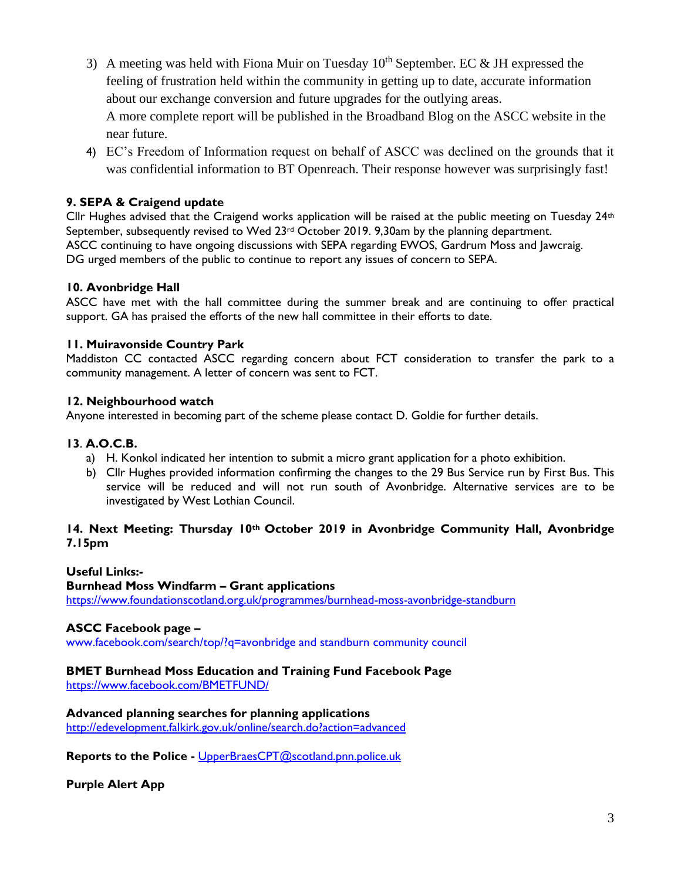3) A meeting was held with Fiona Muir on Tuesday 10th September. EC & JH expressed the feeling of frustration held within the community in getting up to date, accurate information about our exchange conversion and future upgrades for the outlying areas.
   A more complete report will be published in the Broadband Blog on the ASCC website in the near future.
4) EC's Freedom of Information request on behalf of ASCC was declined on the grounds that it was confidential information to BT Openreach. Their response however was surprisingly fast!

**9. SEPA & Craigend update**
Cllr Hughes advised that the Craigend works application will be raised at the public meeting on Tuesday 24th September, subsequently revised to Wed 23rd October 2019. 9,30am by the planning department.
ASCC continuing to have ongoing discussions with SEPA regarding EWOS, Gardrum Moss and Jawcraig.
DG urged members of the public to continue to report any issues of concern to SEPA.

**10. Avonbridge Hall**
ASCC have met with the hall committee during the summer break and are continuing to offer practical support. GA has praised the efforts of the new hall committee in their efforts to date.

**11. Muiravonside Country Park**
Maddiston CC contacted ASCC regarding concern about FCT consideration to transfer the park to a community management. A letter of concern was sent to FCT.

**12. Neighbourhood watch**
Anyone interested in becoming part of the scheme please contact D. Goldie for further details.

**13. A.O.C.B.**

a) H. Konkol indicated her intention to submit a micro grant application for a photo exhibition.
b) Cllr Hughes provided information confirming the changes to the 29 Bus Service run by First Bus. This service will be reduced and will not run south of Avonbridge. Alternative services are to be investigated by West Lothian Council.

**14. Next Meeting: Thursday 10th October 2019 in Avonbridge Community Hall, Avonbridge 7.15pm**

**Useful Links:-**

**Burnhead Moss Windfarm – Grant applications**
https://www.foundationscotland.org.uk/programmes/burnhead-moss-avonbridge-standburn

**ASCC Facebook page –**
www.facebook.com/search/top/?q=avonbridge and standburn community council

**BMET Burnhead Moss Education and Training Fund Facebook Page**
https://www.facebook.com/BMETFUND/

**Advanced planning searches for planning applications**
http://edevelopment.falkirk.gov.uk/online/search.do?action=advanced

**Reports to the Police -** UpperBraesCPT@scotland.pnn.police.uk

**Purple Alert App**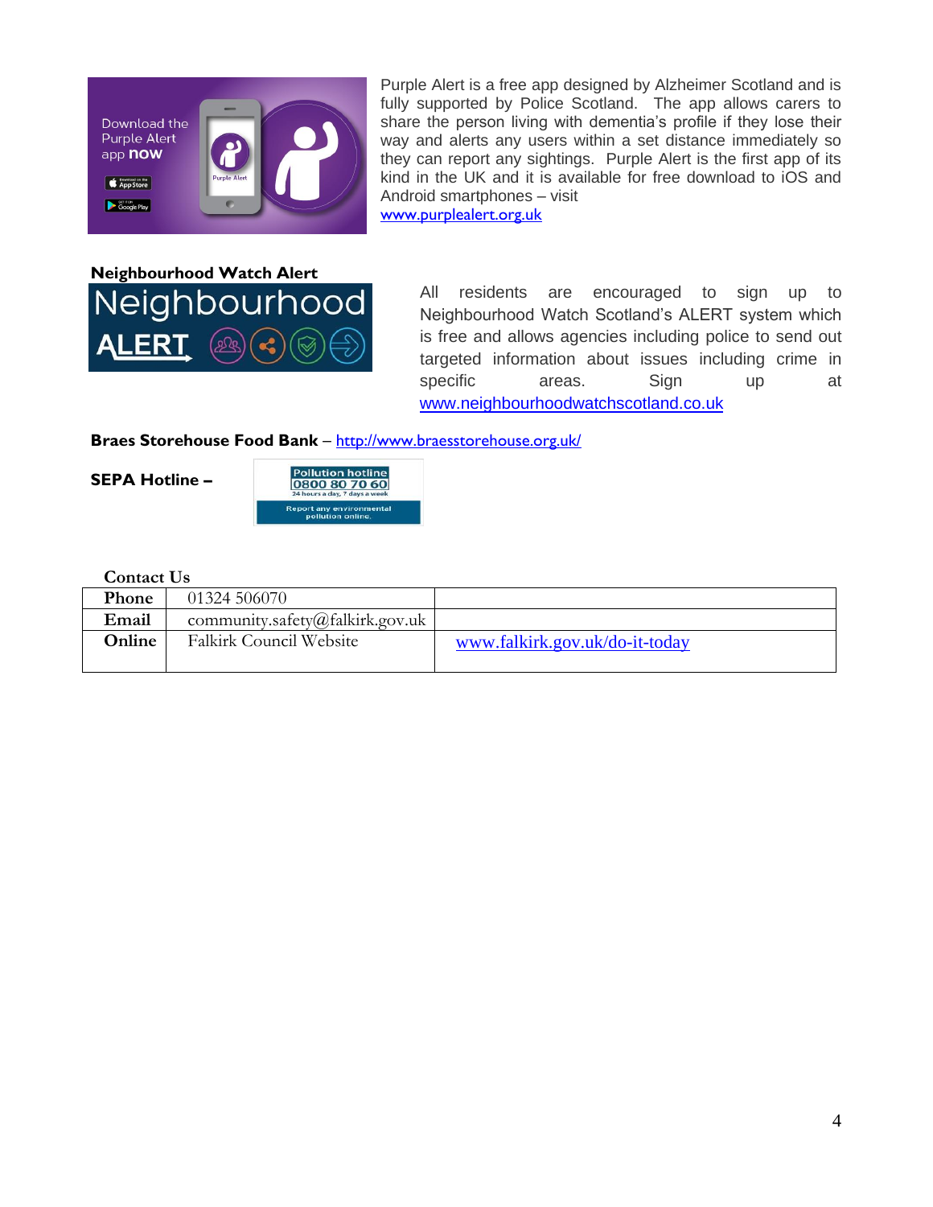Purple Alert is a free app designed by Alzheimer Scotland and is fully supported by Police Scotland. The app allows carers to share the person living with dementia's profile if they lose their way and alerts any users within a set distance immediately so they can report any sightings. Purple Alert is the first app of its kind in the UK and it is available for free download to iOS and Android smartphones – visit www.purplealert.org.uk

**Neighbourhood Watch Alert**

All residents are encouraged to sign up to Neighbourhood Watch Scotland's ALERT system which is free and allows agencies including police to send out targeted information about issues including crime in specific areas. Sign up at www.neighbourhoodwatchscotland.co.uk

**Braes Storehouse Food Bank** – http://www.braesstorehouse.org.uk/

**SEPA Hotline –** Pollution hotline 0800 80 70 60 24 hours a day, 7 days a week. Report any environmental pollution online.

Contact Us

| | | |
|---|---|---|
| **Phone** | 01324 506070 | |
| **Email** | community.safety@falkirk.gov.uk | |
| **Online** | Falkirk Council Website | www.falkirk.gov.uk/do-it-today |